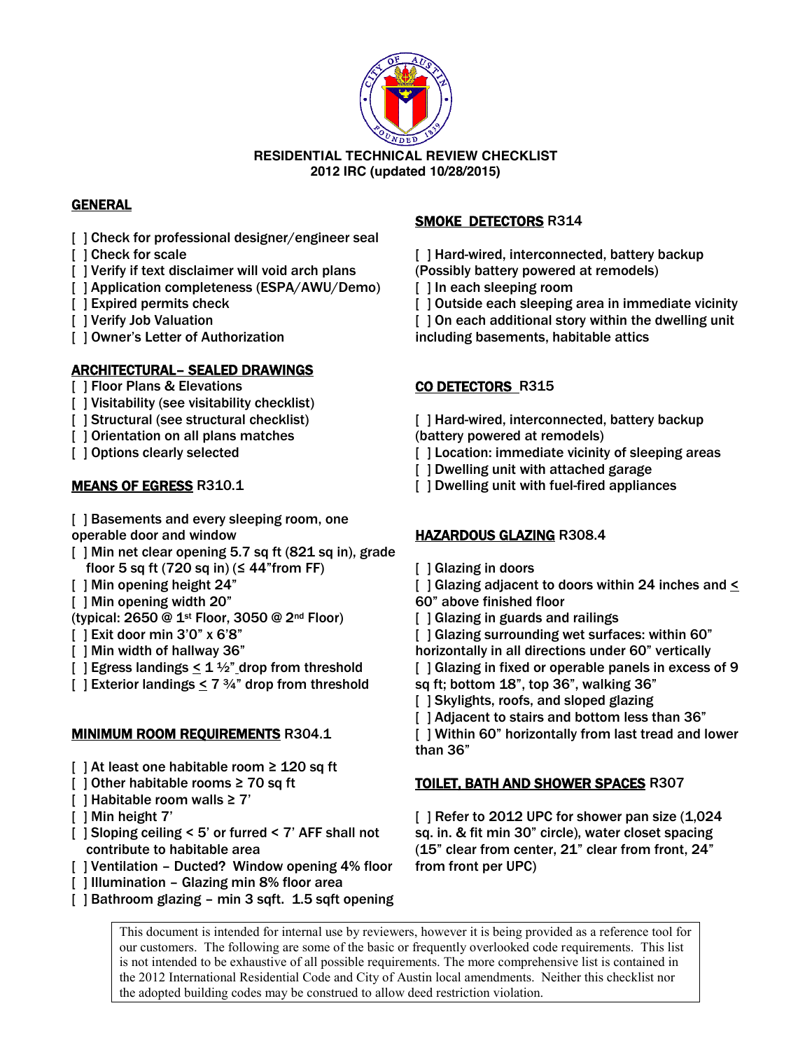**RESIDENTIAL TECHNICAL REVIEW CHECKLIST**
**2012 IRC (updated 10/28/2015)**

## GENERAL

- [ ] Check for professional designer/engineer seal
- [ ] Check for scale
- [ ] Verify if text disclaimer will void arch plans
- [ ] Application completeness (ESPA/AWU/Demo)
- [ ] Expired permits check
- [ ] Verify Job Valuation
- [ ] Owner's Letter of Authorization

## ARCHITECTURAL– SEALED DRAWINGS

- [ ] Floor Plans & Elevations
- [ ] Visitability (see visitability checklist)
- [ ] Structural (see structural checklist)
- [ ] Orientation on all plans matches
- [ ] Options clearly selected

## MEANS OF EGRESS R310.1

- [ ] Basements and every sleeping room, one operable door and window
- [ ] Min net clear opening 5.7 sq ft (821 sq in), grade floor 5 sq ft (720 sq in) (≤ 44"from FF)
- [ ] Min opening height 24"
- [ ] Min opening width 20"

(typical: 2650 @ 1st Floor, 3050 @ 2nd Floor)

- [ ] Exit door min 3'0" x 6'8"
- [ ] Min width of hallway 36"
- [ ] Egress landings ≤ 1 ½" drop from threshold
- [ ] Exterior landings ≤ 7 ¾" drop from threshold

## MINIMUM ROOM REQUIREMENTS R304.1

- [ ] At least one habitable room ≥ 120 sq ft
- [ ] Other habitable rooms ≥ 70 sq ft
- [ ] Habitable room walls ≥ 7'
- [ ] Min height 7'
- [ ] Sloping ceiling < 5' or furred < 7' AFF shall not contribute to habitable area
- [ ] Ventilation – Ducted? Window opening 4% floor
- [ ] Illumination – Glazing min 8% floor area
- [ ] Bathroom glazing – min 3 sqft. 1.5 sqft opening

## SMOKE DETECTORS R314

- [ ] Hard-wired, interconnected, battery backup (Possibly battery powered at remodels)
- [ ] In each sleeping room
- [ ] Outside each sleeping area in immediate vicinity
- [ ] On each additional story within the dwelling unit including basements, habitable attics

## CO DETECTORS R315

- [ ] Hard-wired, interconnected, battery backup (battery powered at remodels)
- [ ] Location: immediate vicinity of sleeping areas
- [ ] Dwelling unit with attached garage
- [ ] Dwelling unit with fuel-fired appliances

## HAZARDOUS GLAZING R308.4

- [ ] Glazing in doors
- [ ] Glazing adjacent to doors within 24 inches and ≤ 60" above finished floor
- [ ] Glazing in guards and railings
- [ ] Glazing surrounding wet surfaces: within 60" horizontally in all directions under 60" vertically
- [ ] Glazing in fixed or operable panels in excess of 9 sq ft; bottom 18", top 36", walking 36"
- [ ] Skylights, roofs, and sloped glazing
- [ ] Adjacent to stairs and bottom less than 36"
- [ ] Within 60" horizontally from last tread and lower than 36"

## TOILET, BATH AND SHOWER SPACES R307

- [ ] Refer to 2012 UPC for shower pan size (1,024 sq. in. & fit min 30" circle), water closet spacing (15" clear from center, 21" clear from front, 24" from front per UPC)

This document is intended for internal use by reviewers, however it is being provided as a reference tool for our customers. The following are some of the basic or frequently overlooked code requirements. This list is not intended to be exhaustive of all possible requirements. The more comprehensive list is contained in the 2012 International Residential Code and City of Austin local amendments. Neither this checklist nor the adopted building codes may be construed to allow deed restriction violation.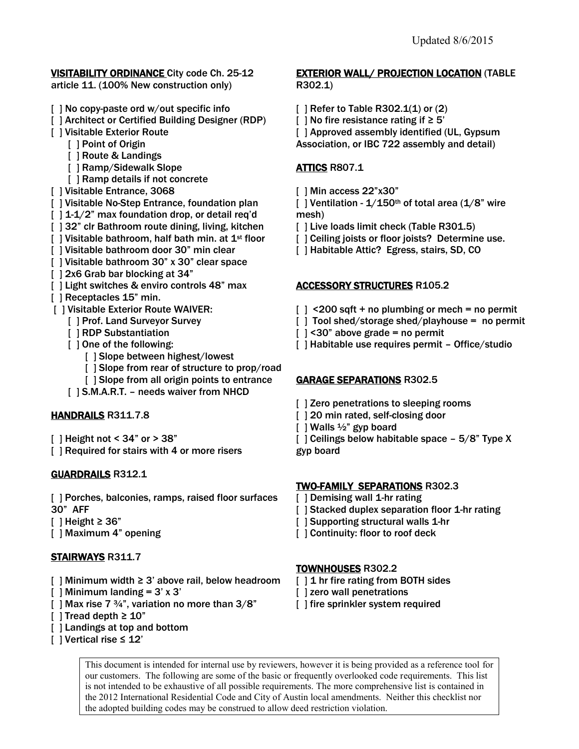Updated 8/6/2015

## VISITABILITY ORDINANCE City code Ch. 25-12 article 11. (100% New construction only)

- [ ] No copy-paste ord w/out specific info
- [ ] Architect or Certified Building Designer (RDP)
- [ ] Visitable Exterior Route
  - [ ] Point of Origin
  - [ ] Route & Landings
  - [ ] Ramp/Sidewalk Slope
  - [ ] Ramp details if not concrete
- [ ] Visitable Entrance, 3068
- [ ] Visitable No-Step Entrance, foundation plan
- [ ] 1-1/2" max foundation drop, or detail req'd
- [ ] 32" clr Bathroom route dining, living, kitchen
- [ ] Visitable bathroom, half bath min. at 1st floor
- [ ] Visitable bathroom door 30" min clear
- [ ] Visitable bathroom 30" x 30" clear space
- [ ] 2x6 Grab bar blocking at 34"
- [ ] Light switches & enviro controls 48" max
- [ ] Receptacles 15" min.
- [ ] Visitable Exterior Route WAIVER:
  - [ ] Prof. Land Surveyor Survey
  - [ ] RDP Substantiation
  - [ ] One of the following:
    - [ ] Slope between highest/lowest
    - [ ] Slope from rear of structure to prop/road
    - [ ] Slope from all origin points to entrance
  - [ ] S.M.A.R.T. – needs waiver from NHCD

## HANDRAILS R311.7.8

- [ ] Height not < 34" or > 38"
- [ ] Required for stairs with 4 or more risers

## GUARDRAILS R312.1

- [ ] Porches, balconies, ramps, raised floor surfaces 30" AFF
- [ ] Height ≥ 36"
- [ ] Maximum 4" opening

## STAIRWAYS R311.7

- [ ] Minimum width ≥ 3' above rail, below headroom
- [ ] Minimum landing = 3' x 3'
- [ ] Max rise 7 ¾", variation no more than 3/8"
- [ ] Tread depth ≥ 10"
- [ ] Landings at top and bottom
- [ ] Vertical rise ≤ 12'

## EXTERIOR WALL/ PROJECTION LOCATION (TABLE R302.1)

- [ ] Refer to Table R302.1(1) or (2)
- [ ] No fire resistance rating if ≥ 5'
- [ ] Approved assembly identified (UL, Gypsum Association, or IBC 722 assembly and detail)

## ATTICS R807.1

- [ ] Min access 22"x30"
- [ ] Ventilation - 1/150th of total area (1/8" wire mesh)
- [ ] Live loads limit check (Table R301.5)
- [ ] Ceiling joists or floor joists? Determine use.
- [ ] Habitable Attic? Egress, stairs, SD, CO

## ACCESSORY STRUCTURES R105.2

- [ ] <200 sqft + no plumbing or mech = no permit
- [ ] Tool shed/storage shed/playhouse = no permit
- [ ] <30" above grade = no permit
- [ ] Habitable use requires permit – Office/studio

## GARAGE SEPARATIONS R302.5

- [ ] Zero penetrations to sleeping rooms
- [ ] 20 min rated, self-closing door
- [ ] Walls ½" gyp board
- [ ] Ceilings below habitable space – 5/8" Type X gyp board

## TWO-FAMILY SEPARATIONS R302.3

- [ ] Demising wall 1-hr rating
- [ ] Stacked duplex separation floor 1-hr rating
- [ ] Supporting structural walls 1-hr
- [ ] Continuity: floor to roof deck

## TOWNHOUSES R302.2

- [ ] 1 hr fire rating from BOTH sides
- [ ] zero wall penetrations
- [ ] fire sprinkler system required

This document is intended for internal use by reviewers, however it is being provided as a reference tool for our customers. The following are some of the basic or frequently overlooked code requirements. This list is not intended to be exhaustive of all possible requirements. The more comprehensive list is contained in the 2012 International Residential Code and City of Austin local amendments. Neither this checklist nor the adopted building codes may be construed to allow deed restriction violation.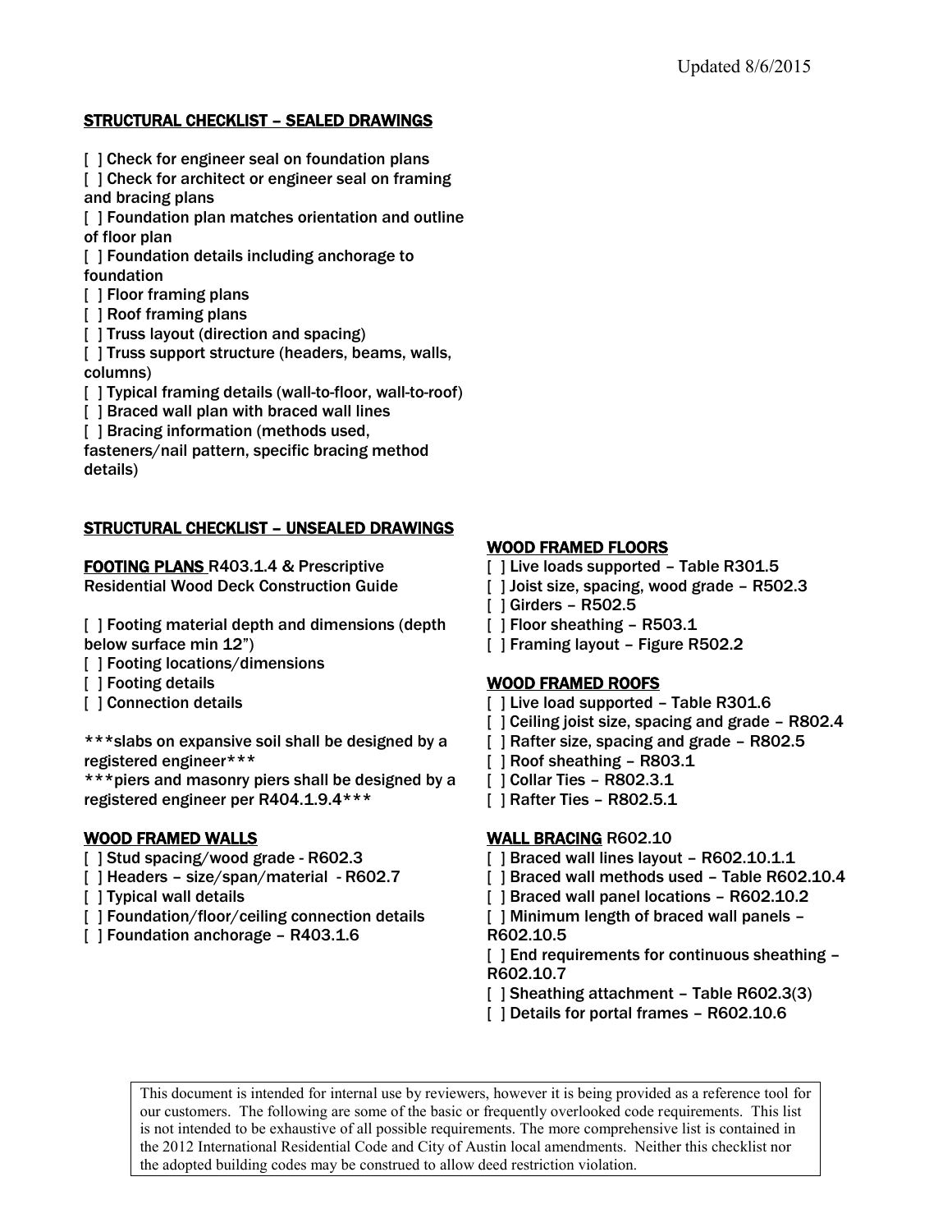Updated 8/6/2015

## STRUCTURAL CHECKLIST – SEALED DRAWINGS

[ ] Check for engineer seal on foundation plans
[ ] Check for architect or engineer seal on framing and bracing plans
[ ] Foundation plan matches orientation and outline of floor plan
[ ] Foundation details including anchorage to foundation
[ ] Floor framing plans
[ ] Roof framing plans
[ ] Truss layout (direction and spacing)
[ ] Truss support structure (headers, beams, walls, columns)
[ ] Typical framing details (wall-to-floor, wall-to-roof)
[ ] Braced wall plan with braced wall lines
[ ] Bracing information (methods used, fasteners/nail pattern, specific bracing method details)

## STRUCTURAL CHECKLIST – UNSEALED DRAWINGS

### FOOTING PLANS R403.1.4 & Prescriptive Residential Wood Deck Construction Guide

[ ] Footing material depth and dimensions (depth below surface min 12")
[ ] Footing locations/dimensions
[ ] Footing details
[ ] Connection details

***slabs on expansive soil shall be designed by a registered engineer***
***piers and masonry piers shall be designed by a registered engineer per R404.1.9.4***

### WOOD FRAMED WALLS

[ ] Stud spacing/wood grade - R602.3
[ ] Headers – size/span/material - R602.7
[ ] Typical wall details
[ ] Foundation/floor/ceiling connection details
[ ] Foundation anchorage – R403.1.6

### WOOD FRAMED FLOORS

[ ] Live loads supported – Table R301.5
[ ] Joist size, spacing, wood grade – R502.3
[ ] Girders – R502.5
[ ] Floor sheathing – R503.1
[ ] Framing layout – Figure R502.2

### WOOD FRAMED ROOFS

[ ] Live load supported – Table R301.6
[ ] Ceiling joist size, spacing and grade – R802.4
[ ] Rafter size, spacing and grade – R802.5
[ ] Roof sheathing – R803.1
[ ] Collar Ties – R802.3.1
[ ] Rafter Ties – R802.5.1

### WALL BRACING R602.10

[ ] Braced wall lines layout – R602.10.1.1
[ ] Braced wall methods used – Table R602.10.4
[ ] Braced wall panel locations – R602.10.2
[ ] Minimum length of braced wall panels – R602.10.5
[ ] End requirements for continuous sheathing – R602.10.7
[ ] Sheathing attachment – Table R602.3(3)
[ ] Details for portal frames – R602.10.6

This document is intended for internal use by reviewers, however it is being provided as a reference tool for our customers. The following are some of the basic or frequently overlooked code requirements. This list is not intended to be exhaustive of all possible requirements. The more comprehensive list is contained in the 2012 International Residential Code and City of Austin local amendments. Neither this checklist nor the adopted building codes may be construed to allow deed restriction violation.